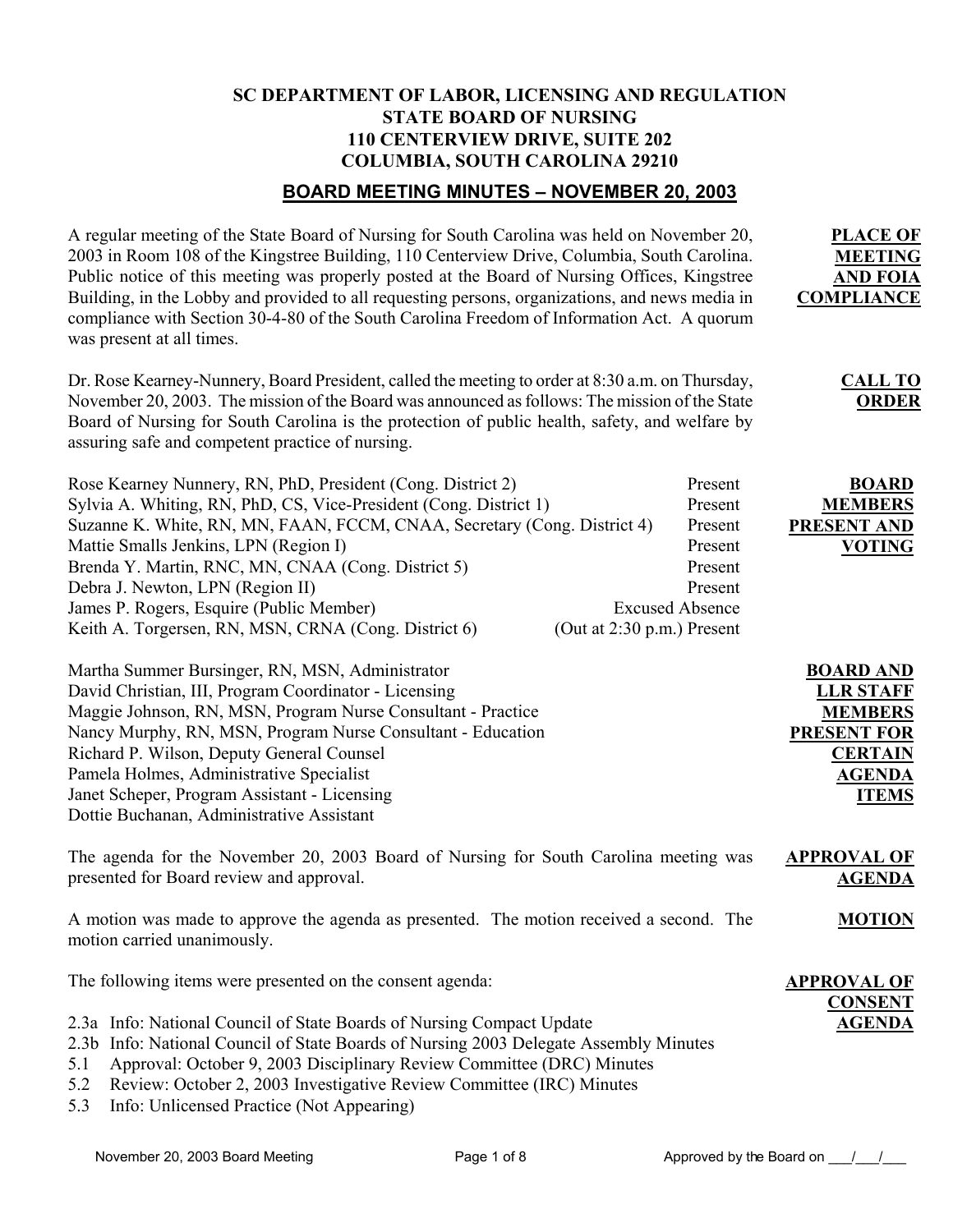# SC DEPARTMENT OF LABOR, LICENSING AND REGULATION
# STATE BOARD OF NURSING
# 110 CENTERVIEW DRIVE, SUITE 202
# COLUMBIA, SOUTH CAROLINA 29210

## BOARD MEETING MINUTES – NOVEMBER 20, 2003

**PLACE OF MEETING AND FOIA COMPLIANCE**

A regular meeting of the State Board of Nursing for South Carolina was held on November 20, 2003 in Room 108 of the Kingstree Building, 110 Centerview Drive, Columbia, South Carolina. Public notice of this meeting was properly posted at the Board of Nursing Offices, Kingstree Building, in the Lobby and provided to all requesting persons, organizations, and news media in compliance with Section 30-4-80 of the South Carolina Freedom of Information Act. A quorum was present at all times.

**CALL TO ORDER**

Dr. Rose Kearney-Nunnery, Board President, called the meeting to order at 8:30 a.m. on Thursday, November 20, 2003. The mission of the Board was announced as follows: The mission of the State Board of Nursing for South Carolina is the protection of public health, safety, and welfare by assuring safe and competent practice of nursing.

**BOARD MEMBERS PRESENT AND VOTING**

| | |
|---|---|
| Rose Kearney Nunnery, RN, PhD, President (Cong. District 2) | Present |
| Sylvia A. Whiting, RN, PhD, CS, Vice-President (Cong. District 1) | Present |
| Suzanne K. White, RN, MN, FAAN, FCCM, CNAA, Secretary (Cong. District 4) | Present |
| Mattie Smalls Jenkins, LPN (Region I) | Present |
| Brenda Y. Martin, RNC, MN, CNAA (Cong. District 5) | Present |
| Debra J. Newton, LPN (Region II) | Present |
| James P. Rogers, Esquire (Public Member) | Excused Absence |
| Keith A. Torgersen, RN, MSN, CRNA (Cong. District 6) | (Out at 2:30 p.m.) Present |

**BOARD AND LLR STAFF MEMBERS PRESENT FOR CERTAIN AGENDA ITEMS**

Martha Summer Bursinger, RN, MSN, Administrator
David Christian, III, Program Coordinator - Licensing
Maggie Johnson, RN, MSN, Program Nurse Consultant - Practice
Nancy Murphy, RN, MSN, Program Nurse Consultant - Education
Richard P. Wilson, Deputy General Counsel
Pamela Holmes, Administrative Specialist
Janet Scheper, Program Assistant - Licensing
Dottie Buchanan, Administrative Assistant

**APPROVAL OF AGENDA**

The agenda for the November 20, 2003 Board of Nursing for South Carolina meeting was presented for Board review and approval.

**MOTION**

A motion was made to approve the agenda as presented. The motion received a second. The motion carried unanimously.

**APPROVAL OF CONSENT AGENDA**

The following items were presented on the consent agenda:

- 2.3a Info: National Council of State Boards of Nursing Compact Update
- 2.3b Info: National Council of State Boards of Nursing 2003 Delegate Assembly Minutes
- 5.1 Approval: October 9, 2003 Disciplinary Review Committee (DRC) Minutes
- 5.2 Review: October 2, 2003 Investigative Review Committee (IRC) Minutes
- 5.3 Info: Unlicensed Practice (Not Appearing)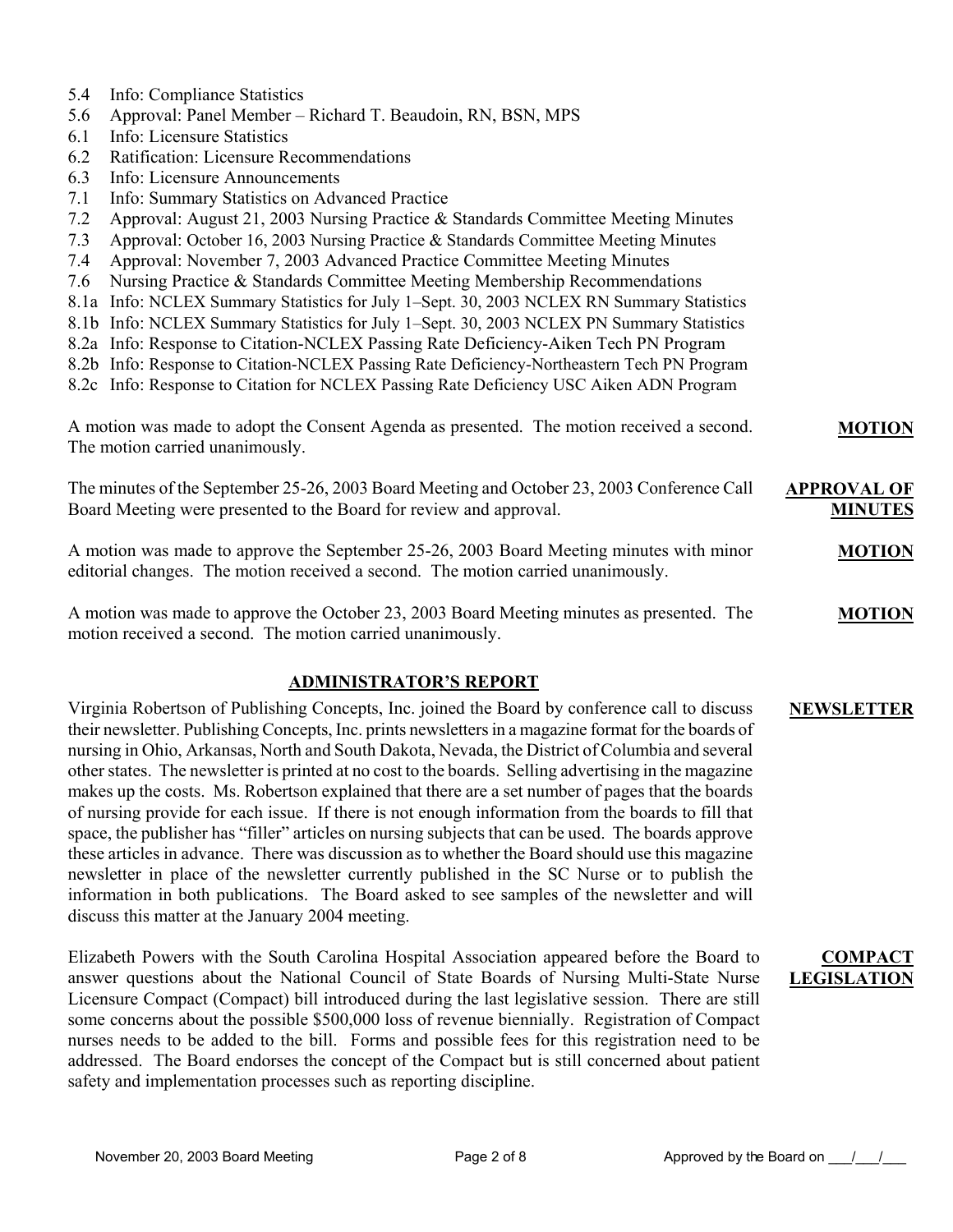5.4 Info: Compliance Statistics
5.6 Approval: Panel Member – Richard T. Beaudoin, RN, BSN, MPS
6.1 Info: Licensure Statistics
6.2 Ratification: Licensure Recommendations
6.3 Info: Licensure Announcements
7.1 Info: Summary Statistics on Advanced Practice
7.2 Approval: August 21, 2003 Nursing Practice & Standards Committee Meeting Minutes
7.3 Approval: October 16, 2003 Nursing Practice & Standards Committee Meeting Minutes
7.4 Approval: November 7, 2003 Advanced Practice Committee Meeting Minutes
7.6 Nursing Practice & Standards Committee Meeting Membership Recommendations
8.1a Info: NCLEX Summary Statistics for July 1–Sept. 30, 2003 NCLEX RN Summary Statistics
8.1b Info: NCLEX Summary Statistics for July 1–Sept. 30, 2003 NCLEX PN Summary Statistics
8.2a Info: Response to Citation-NCLEX Passing Rate Deficiency-Aiken Tech PN Program
8.2b Info: Response to Citation-NCLEX Passing Rate Deficiency-Northeastern Tech PN Program
8.2c Info: Response to Citation for NCLEX Passing Rate Deficiency USC Aiken ADN Program

**MOTION**

A motion was made to adopt the Consent Agenda as presented. The motion received a second. The motion carried unanimously.

**APPROVAL OF MINUTES**

The minutes of the September 25-26, 2003 Board Meeting and October 23, 2003 Conference Call Board Meeting were presented to the Board for review and approval.

**MOTION**

A motion was made to approve the September 25-26, 2003 Board Meeting minutes with minor editorial changes. The motion received a second. The motion carried unanimously.

**MOTION**

A motion was made to approve the October 23, 2003 Board Meeting minutes as presented. The motion received a second. The motion carried unanimously.

## ADMINISTRATOR'S REPORT

**NEWSLETTER**

Virginia Robertson of Publishing Concepts, Inc. joined the Board by conference call to discuss their newsletter. Publishing Concepts, Inc. prints newsletters in a magazine format for the boards of nursing in Ohio, Arkansas, North and South Dakota, Nevada, the District of Columbia and several other states. The newsletter is printed at no cost to the boards. Selling advertising in the magazine makes up the costs. Ms. Robertson explained that there are a set number of pages that the boards of nursing provide for each issue. If there is not enough information from the boards to fill that space, the publisher has "filler" articles on nursing subjects that can be used. The boards approve these articles in advance. There was discussion as to whether the Board should use this magazine newsletter in place of the newsletter currently published in the SC Nurse or to publish the information in both publications. The Board asked to see samples of the newsletter and will discuss this matter at the January 2004 meeting.

**COMPACT LEGISLATION**

Elizabeth Powers with the South Carolina Hospital Association appeared before the Board to answer questions about the National Council of State Boards of Nursing Multi-State Nurse Licensure Compact (Compact) bill introduced during the last legislative session. There are still some concerns about the possible $500,000 loss of revenue biennially. Registration of Compact nurses needs to be added to the bill. Forms and possible fees for this registration need to be addressed. The Board endorses the concept of the Compact but is still concerned about patient safety and implementation processes such as reporting discipline.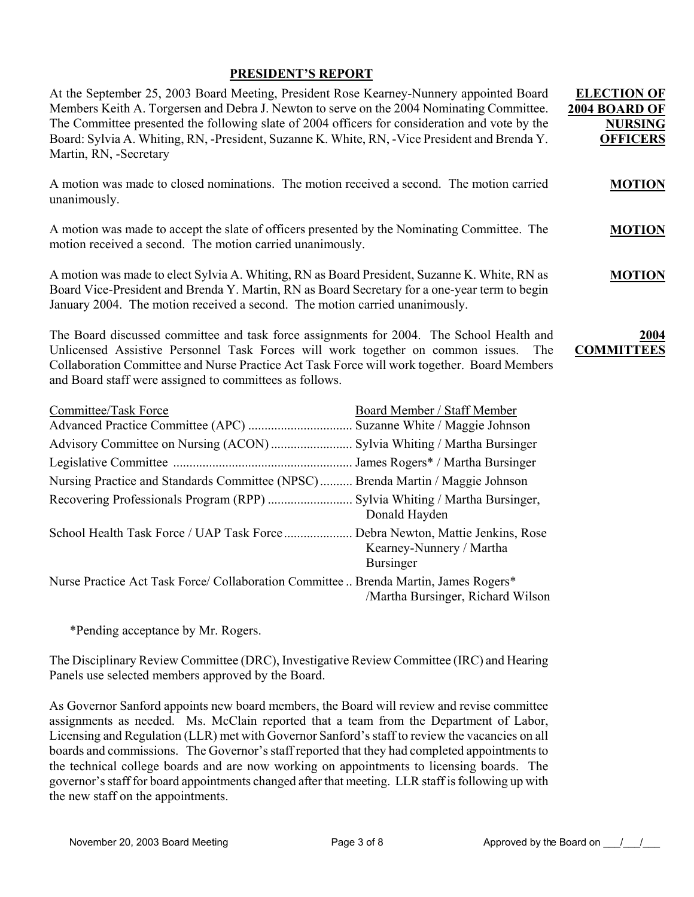## PRESIDENT'S REPORT

**ELECTION OF 2004 BOARD OF NURSING OFFICERS**

At the September 25, 2003 Board Meeting, President Rose Kearney-Nunnery appointed Board Members Keith A. Torgersen and Debra J. Newton to serve on the 2004 Nominating Committee. The Committee presented the following slate of 2004 officers for consideration and vote by the Board: Sylvia A. Whiting, RN, -President, Suzanne K. White, RN, -Vice President and Brenda Y. Martin, RN, -Secretary

**MOTION**

A motion was made to closed nominations. The motion received a second. The motion carried unanimously.

**MOTION**

A motion was made to accept the slate of officers presented by the Nominating Committee. The motion received a second. The motion carried unanimously.

**MOTION**

A motion was made to elect Sylvia A. Whiting, RN as Board President, Suzanne K. White, RN as Board Vice-President and Brenda Y. Martin, RN as Board Secretary for a one-year term to begin January 2004. The motion received a second. The motion carried unanimously.

**2004 COMMITTEES**

The Board discussed committee and task force assignments for 2004. The School Health and Unlicensed Assistive Personnel Task Forces will work together on common issues. The Collaboration Committee and Nurse Practice Act Task Force will work together. Board Members and Board staff were assigned to committees as follows.

| Committee/Task Force | Board Member / Staff Member |
|---|---|
| Advanced Practice Committee (APC) | Suzanne White / Maggie Johnson |
| Advisory Committee on Nursing (ACON) | Sylvia Whiting / Martha Bursinger |
| Legislative Committee | James Rogers* / Martha Bursinger |
| Nursing Practice and Standards Committee (NPSC) | Brenda Martin / Maggie Johnson |
| Recovering Professionals Program (RPP) | Sylvia Whiting / Martha Bursinger, Donald Hayden |
| School Health Task Force / UAP Task Force | Debra Newton, Mattie Jenkins, Rose Kearney-Nunnery / Martha Bursinger |
| Nurse Practice Act Task Force/ Collaboration Committee | Brenda Martin, James Rogers* /Martha Bursinger, Richard Wilson |

*Pending acceptance by Mr. Rogers.

The Disciplinary Review Committee (DRC), Investigative Review Committee (IRC) and Hearing Panels use selected members approved by the Board.

As Governor Sanford appoints new board members, the Board will review and revise committee assignments as needed. Ms. McClain reported that a team from the Department of Labor, Licensing and Regulation (LLR) met with Governor Sanford's staff to review the vacancies on all boards and commissions. The Governor's staff reported that they had completed appointments to the technical college boards and are now working on appointments to licensing boards. The governor's staff for board appointments changed after that meeting. LLR staff is following up with the new staff on the appointments.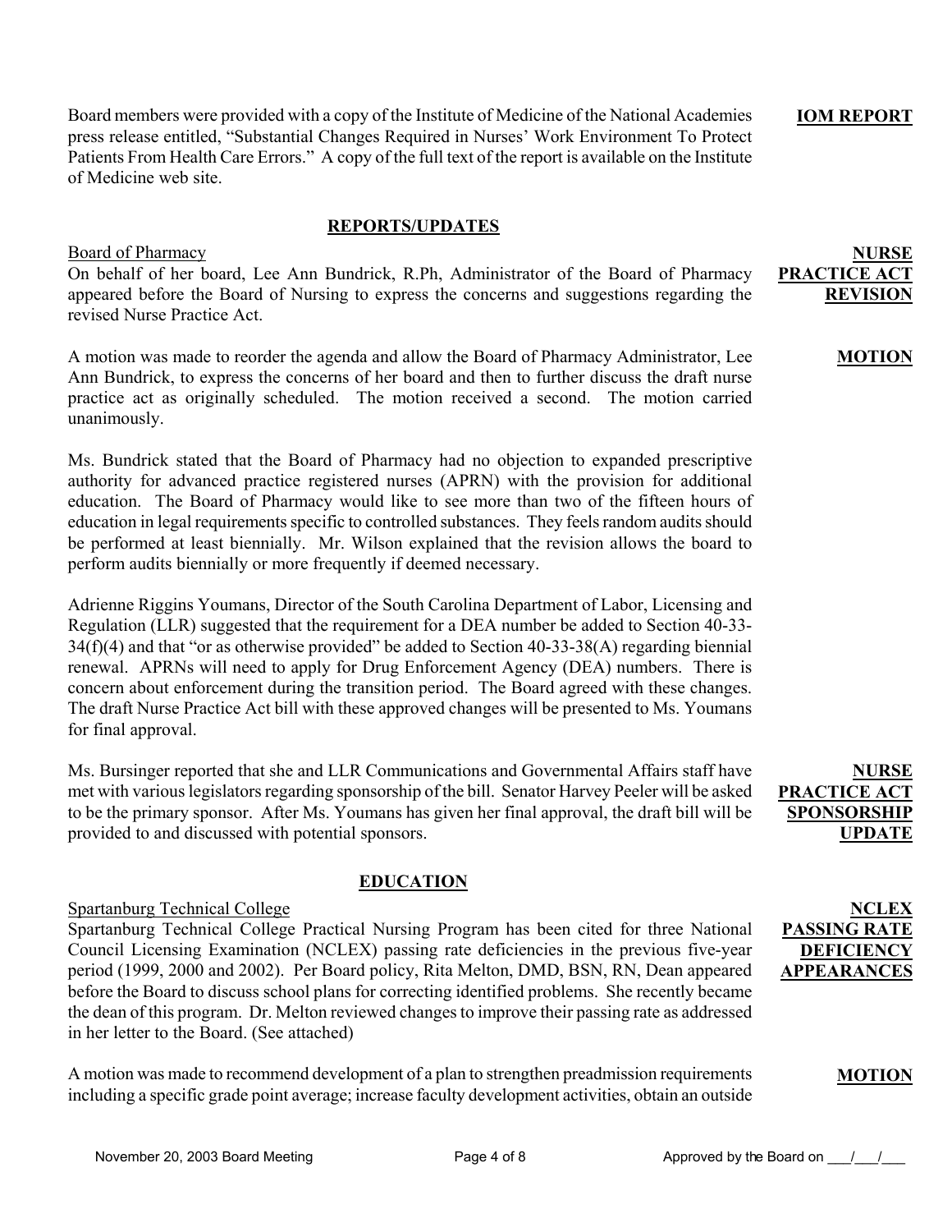Board members were provided with a copy of the Institute of Medicine of the National Academies press release entitled, "Substantial Changes Required in Nurses' Work Environment To Protect Patients From Health Care Errors." A copy of the full text of the report is available on the Institute of Medicine web site.

**IOM REPORT**

## REPORTS/UPDATES

Board of Pharmacy

**NURSE PRACTICE ACT REVISION**

On behalf of her board, Lee Ann Bundrick, R.Ph, Administrator of the Board of Pharmacy appeared before the Board of Nursing to express the concerns and suggestions regarding the revised Nurse Practice Act.

**MOTION**

A motion was made to reorder the agenda and allow the Board of Pharmacy Administrator, Lee Ann Bundrick, to express the concerns of her board and then to further discuss the draft nurse practice act as originally scheduled. The motion received a second. The motion carried unanimously.

Ms. Bundrick stated that the Board of Pharmacy had no objection to expanded prescriptive authority for advanced practice registered nurses (APRN) with the provision for additional education. The Board of Pharmacy would like to see more than two of the fifteen hours of education in legal requirements specific to controlled substances. They feels random audits should be performed at least biennially. Mr. Wilson explained that the revision allows the board to perform audits biennially or more frequently if deemed necessary.

Adrienne Riggins Youmans, Director of the South Carolina Department of Labor, Licensing and Regulation (LLR) suggested that the requirement for a DEA number be added to Section 40-33-34(f)(4) and that "or as otherwise provided" be added to Section 40-33-38(A) regarding biennial renewal. APRNs will need to apply for Drug Enforcement Agency (DEA) numbers. There is concern about enforcement during the transition period. The Board agreed with these changes. The draft Nurse Practice Act bill with these approved changes will be presented to Ms. Youmans for final approval.

**NURSE PRACTICE ACT SPONSORSHIP UPDATE**

Ms. Bursinger reported that she and LLR Communications and Governmental Affairs staff have met with various legislators regarding sponsorship of the bill. Senator Harvey Peeler will be asked to be the primary sponsor. After Ms. Youmans has given her final approval, the draft bill will be provided to and discussed with potential sponsors.

## EDUCATION

Spartanburg Technical College

**NCLEX PASSING RATE DEFICIENCY APPEARANCES**

Spartanburg Technical College Practical Nursing Program has been cited for three National Council Licensing Examination (NCLEX) passing rate deficiencies in the previous five-year period (1999, 2000 and 2002). Per Board policy, Rita Melton, DMD, BSN, RN, Dean appeared before the Board to discuss school plans for correcting identified problems. She recently became the dean of this program. Dr. Melton reviewed changes to improve their passing rate as addressed in her letter to the Board. (See attached)

**MOTION**

A motion was made to recommend development of a plan to strengthen preadmission requirements including a specific grade point average; increase faculty development activities, obtain an outside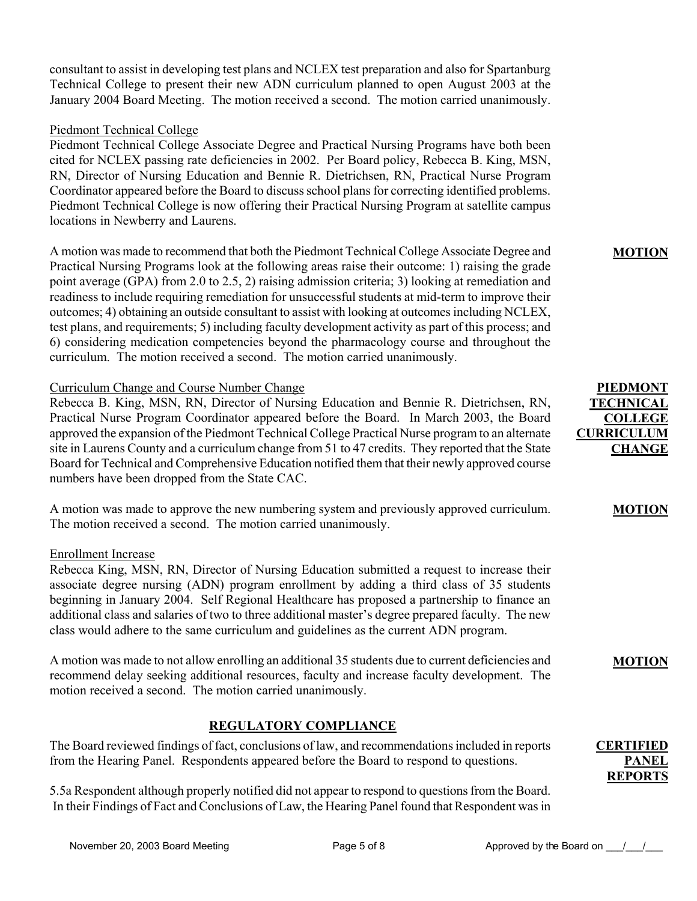consultant to assist in developing test plans and NCLEX test preparation and also for Spartanburg Technical College to present their new ADN curriculum planned to open August 2003 at the January 2004 Board Meeting. The motion received a second. The motion carried unanimously.

Piedmont Technical College

Piedmont Technical College Associate Degree and Practical Nursing Programs have both been cited for NCLEX passing rate deficiencies in 2002. Per Board policy, Rebecca B. King, MSN, RN, Director of Nursing Education and Bennie R. Dietrichsen, RN, Practical Nurse Program Coordinator appeared before the Board to discuss school plans for correcting identified problems. Piedmont Technical College is now offering their Practical Nursing Program at satellite campus locations in Newberry and Laurens.

**MOTION**

A motion was made to recommend that both the Piedmont Technical College Associate Degree and Practical Nursing Programs look at the following areas raise their outcome: 1) raising the grade point average (GPA) from 2.0 to 2.5, 2) raising admission criteria; 3) looking at remediation and readiness to include requiring remediation for unsuccessful students at mid-term to improve their outcomes; 4) obtaining an outside consultant to assist with looking at outcomes including NCLEX, test plans, and requirements; 5) including faculty development activity as part of this process; and 6) considering medication competencies beyond the pharmacology course and throughout the curriculum. The motion received a second. The motion carried unanimously.

**PIEDMONT TECHNICAL COLLEGE CURRICULUM CHANGE**

Curriculum Change and Course Number Change

Rebecca B. King, MSN, RN, Director of Nursing Education and Bennie R. Dietrichsen, RN, Practical Nurse Program Coordinator appeared before the Board. In March 2003, the Board approved the expansion of the Piedmont Technical College Practical Nurse program to an alternate site in Laurens County and a curriculum change from 51 to 47 credits. They reported that the State Board for Technical and Comprehensive Education notified them that their newly approved course numbers have been dropped from the State CAC.

**MOTION**

A motion was made to approve the new numbering system and previously approved curriculum. The motion received a second. The motion carried unanimously.

Enrollment Increase

Rebecca King, MSN, RN, Director of Nursing Education submitted a request to increase their associate degree nursing (ADN) program enrollment by adding a third class of 35 students beginning in January 2004. Self Regional Healthcare has proposed a partnership to finance an additional class and salaries of two to three additional master's degree prepared faculty. The new class would adhere to the same curriculum and guidelines as the current ADN program.

**MOTION**

A motion was made to not allow enrolling an additional 35 students due to current deficiencies and recommend delay seeking additional resources, faculty and increase faculty development. The motion received a second. The motion carried unanimously.

## REGULATORY COMPLIANCE

**CERTIFIED PANEL REPORTS**

The Board reviewed findings of fact, conclusions of law, and recommendations included in reports from the Hearing Panel. Respondents appeared before the Board to respond to questions.

5.5a Respondent although properly notified did not appear to respond to questions from the Board. In their Findings of Fact and Conclusions of Law, the Hearing Panel found that Respondent was in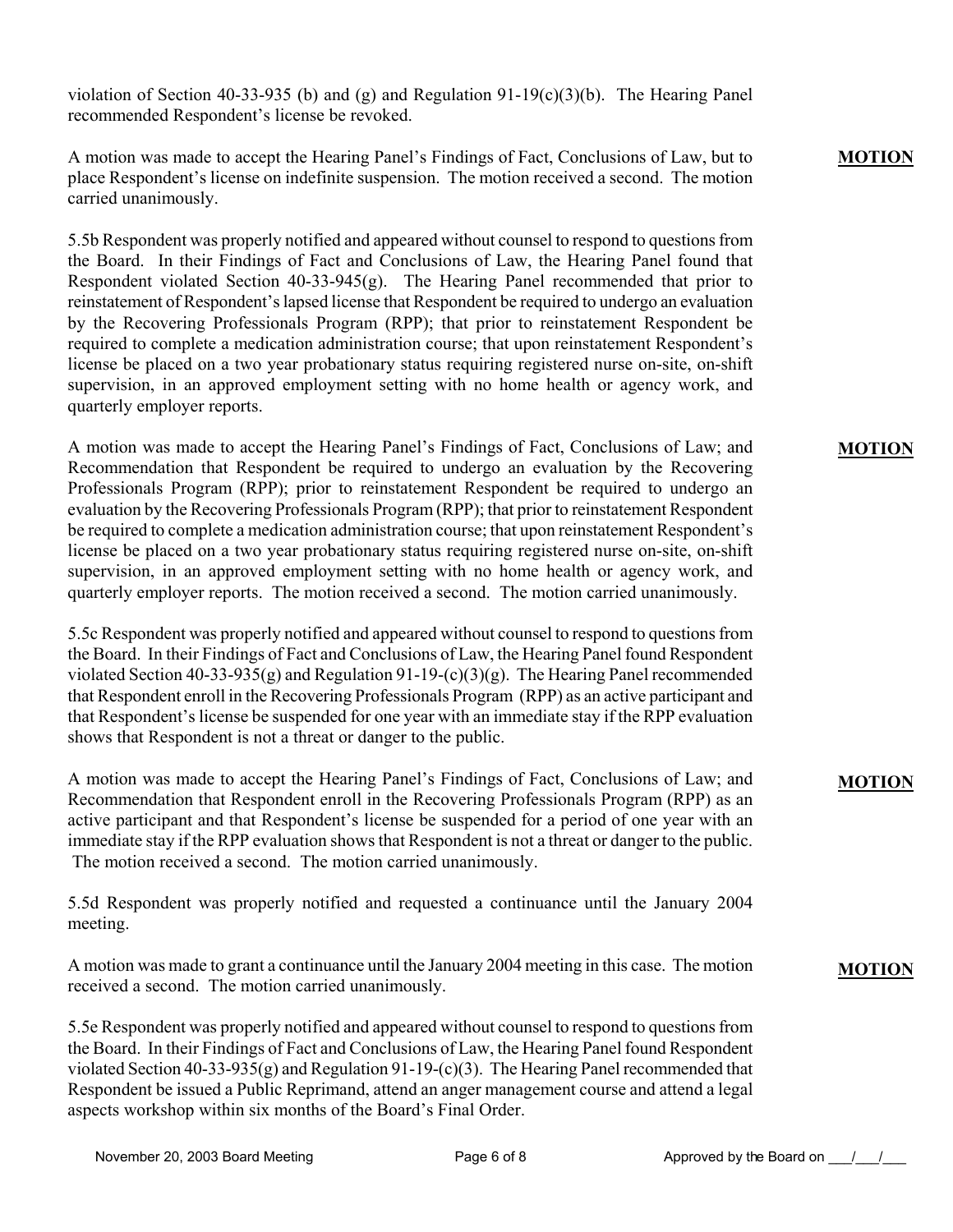violation of Section 40-33-935 (b) and (g) and Regulation 91-19(c)(3)(b). The Hearing Panel recommended Respondent's license be revoked.

**MOTION**

A motion was made to accept the Hearing Panel's Findings of Fact, Conclusions of Law, but to place Respondent's license on indefinite suspension. The motion received a second. The motion carried unanimously.

5.5b Respondent was properly notified and appeared without counsel to respond to questions from the Board. In their Findings of Fact and Conclusions of Law, the Hearing Panel found that Respondent violated Section 40-33-945(g). The Hearing Panel recommended that prior to reinstatement of Respondent's lapsed license that Respondent be required to undergo an evaluation by the Recovering Professionals Program (RPP); that prior to reinstatement Respondent be required to complete a medication administration course; that upon reinstatement Respondent's license be placed on a two year probationary status requiring registered nurse on-site, on-shift supervision, in an approved employment setting with no home health or agency work, and quarterly employer reports.

**MOTION**

A motion was made to accept the Hearing Panel's Findings of Fact, Conclusions of Law; and Recommendation that Respondent be required to undergo an evaluation by the Recovering Professionals Program (RPP); prior to reinstatement Respondent be required to undergo an evaluation by the Recovering Professionals Program (RPP); that prior to reinstatement Respondent be required to complete a medication administration course; that upon reinstatement Respondent's license be placed on a two year probationary status requiring registered nurse on-site, on-shift supervision, in an approved employment setting with no home health or agency work, and quarterly employer reports. The motion received a second. The motion carried unanimously.

5.5c Respondent was properly notified and appeared without counsel to respond to questions from the Board. In their Findings of Fact and Conclusions of Law, the Hearing Panel found Respondent violated Section 40-33-935(g) and Regulation 91-19-(c)(3)(g). The Hearing Panel recommended that Respondent enroll in the Recovering Professionals Program (RPP) as an active participant and that Respondent's license be suspended for one year with an immediate stay if the RPP evaluation shows that Respondent is not a threat or danger to the public.

**MOTION**

A motion was made to accept the Hearing Panel's Findings of Fact, Conclusions of Law; and Recommendation that Respondent enroll in the Recovering Professionals Program (RPP) as an active participant and that Respondent's license be suspended for a period of one year with an immediate stay if the RPP evaluation shows that Respondent is not a threat or danger to the public. The motion received a second. The motion carried unanimously.

5.5d Respondent was properly notified and requested a continuance until the January 2004 meeting.

**MOTION**

A motion was made to grant a continuance until the January 2004 meeting in this case. The motion received a second. The motion carried unanimously.

5.5e Respondent was properly notified and appeared without counsel to respond to questions from the Board. In their Findings of Fact and Conclusions of Law, the Hearing Panel found Respondent violated Section 40-33-935(g) and Regulation 91-19-(c)(3). The Hearing Panel recommended that Respondent be issued a Public Reprimand, attend an anger management course and attend a legal aspects workshop within six months of the Board's Final Order.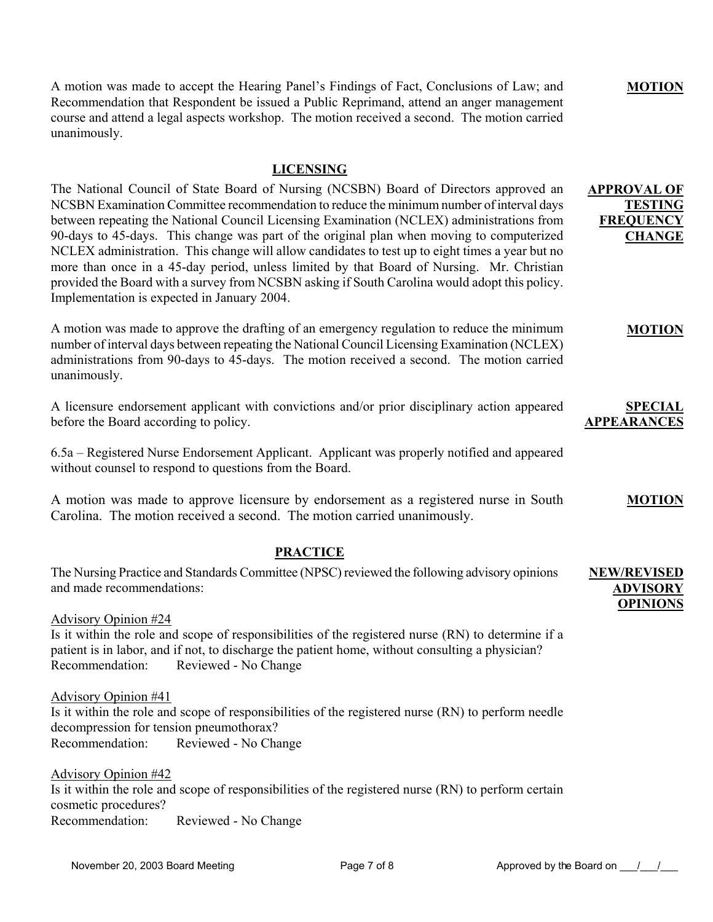A motion was made to accept the Hearing Panel's Findings of Fact, Conclusions of Law; and Recommendation that Respondent be issued a Public Reprimand, attend an anger management course and attend a legal aspects workshop. The motion received a second. The motion carried unanimously.

**MOTION**

## LICENSING

**APPROVAL OF TESTING FREQUENCY CHANGE**

The National Council of State Board of Nursing (NCSBN) Board of Directors approved an NCSBN Examination Committee recommendation to reduce the minimum number of interval days between repeating the National Council Licensing Examination (NCLEX) administrations from 90-days to 45-days. This change was part of the original plan when moving to computerized NCLEX administration. This change will allow candidates to test up to eight times a year but no more than once in a 45-day period, unless limited by that Board of Nursing. Mr. Christian provided the Board with a survey from NCSBN asking if South Carolina would adopt this policy. Implementation is expected in January 2004.

**MOTION**

A motion was made to approve the drafting of an emergency regulation to reduce the minimum number of interval days between repeating the National Council Licensing Examination (NCLEX) administrations from 90-days to 45-days. The motion received a second. The motion carried unanimously.

**SPECIAL APPEARANCES**

A licensure endorsement applicant with convictions and/or prior disciplinary action appeared before the Board according to policy.

6.5a – Registered Nurse Endorsement Applicant. Applicant was properly notified and appeared without counsel to respond to questions from the Board.

**MOTION**

A motion was made to approve licensure by endorsement as a registered nurse in South Carolina. The motion received a second. The motion carried unanimously.

## PRACTICE

**NEW/REVISED ADVISORY OPINIONS**

The Nursing Practice and Standards Committee (NPSC) reviewed the following advisory opinions and made recommendations:

Advisory Opinion #24
Is it within the role and scope of responsibilities of the registered nurse (RN) to determine if a patient is in labor, and if not, to discharge the patient home, without consulting a physician?
Recommendation: Reviewed - No Change

Advisory Opinion #41
Is it within the role and scope of responsibilities of the registered nurse (RN) to perform needle decompression for tension pneumothorax?
Recommendation: Reviewed - No Change

Advisory Opinion #42
Is it within the role and scope of responsibilities of the registered nurse (RN) to perform certain cosmetic procedures?
Recommendation: Reviewed - No Change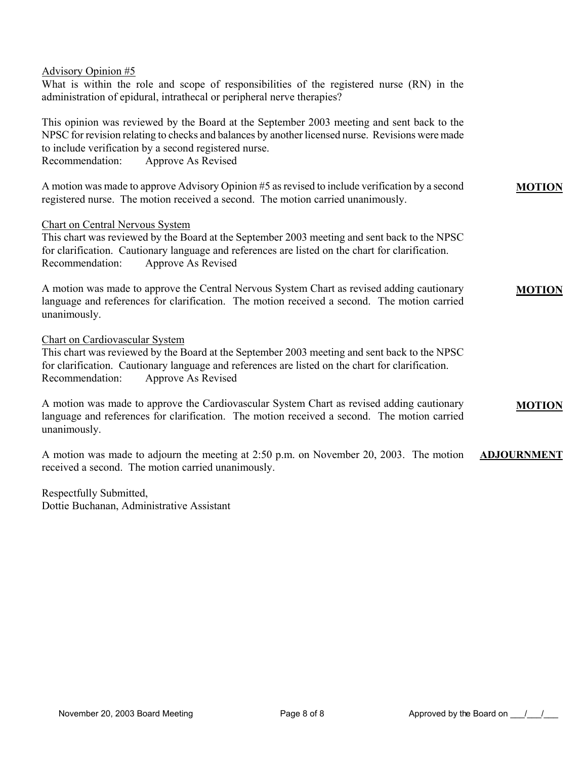Advisory Opinion #5

What is within the role and scope of responsibilities of the registered nurse (RN) in the administration of epidural, intrathecal or peripheral nerve therapies?

This opinion was reviewed by the Board at the September 2003 meeting and sent back to the NPSC for revision relating to checks and balances by another licensed nurse. Revisions were made to include verification by a second registered nurse.

Recommendation: Approve As Revised

**MOTION**

A motion was made to approve Advisory Opinion #5 as revised to include verification by a second registered nurse. The motion received a second. The motion carried unanimously.

Chart on Central Nervous System

This chart was reviewed by the Board at the September 2003 meeting and sent back to the NPSC for clarification. Cautionary language and references are listed on the chart for clarification.

Recommendation: Approve As Revised

**MOTION**

A motion was made to approve the Central Nervous System Chart as revised adding cautionary language and references for clarification. The motion received a second. The motion carried unanimously.

Chart on Cardiovascular System

This chart was reviewed by the Board at the September 2003 meeting and sent back to the NPSC for clarification. Cautionary language and references are listed on the chart for clarification.

Recommendation: Approve As Revised

**MOTION**

A motion was made to approve the Cardiovascular System Chart as revised adding cautionary language and references for clarification. The motion received a second. The motion carried unanimously.

**ADJOURNMENT**

A motion was made to adjourn the meeting at 2:50 p.m. on November 20, 2003. The motion received a second. The motion carried unanimously.

Respectfully Submitted,
Dottie Buchanan, Administrative Assistant